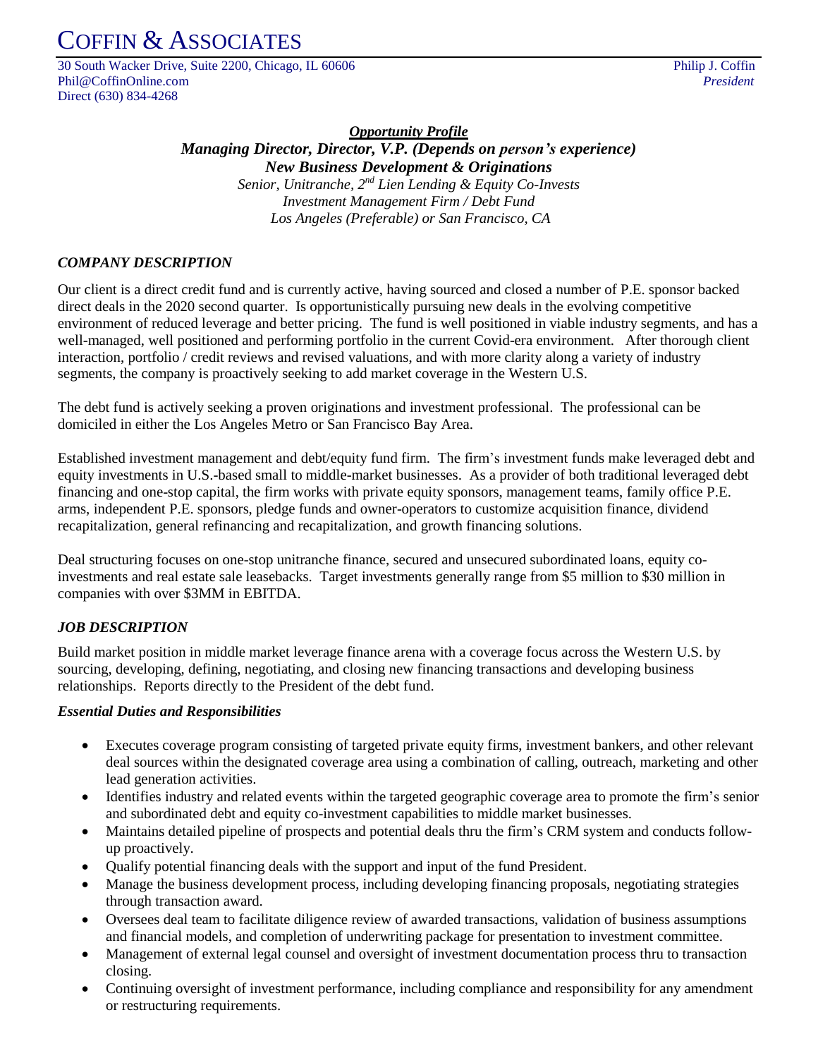# COFFIN & ASSOCIATES

30 South Wacker Drive, Suite 2200, Chicago, IL 60606
Phil@CoffinOnline.com
Direct (630) 834-4268

Philip J. Coffin
*President*

***Opportunity Profile***

***Managing Director, Director, V.P. (Depends on person's experience)***

***New Business Development & Originations***

*Senior, Unitranche, 2nd Lien Lending & Equity Co-Invests*

*Investment Management Firm / Debt Fund*

*Los Angeles (Preferable) or San Francisco, CA*

## *COMPANY DESCRIPTION*

Our client is a direct credit fund and is currently active, having sourced and closed a number of P.E. sponsor backed direct deals in the 2020 second quarter. Is opportunistically pursuing new deals in the evolving competitive environment of reduced leverage and better pricing. The fund is well positioned in viable industry segments, and has a well-managed, well positioned and performing portfolio in the current Covid-era environment. After thorough client interaction, portfolio / credit reviews and revised valuations, and with more clarity along a variety of industry segments, the company is proactively seeking to add market coverage in the Western U.S.

The debt fund is actively seeking a proven originations and investment professional. The professional can be domiciled in either the Los Angeles Metro or San Francisco Bay Area.

Established investment management and debt/equity fund firm. The firm's investment funds make leveraged debt and equity investments in U.S.-based small to middle-market businesses. As a provider of both traditional leveraged debt financing and one-stop capital, the firm works with private equity sponsors, management teams, family office P.E. arms, independent P.E. sponsors, pledge funds and owner-operators to customize acquisition finance, dividend recapitalization, general refinancing and recapitalization, and growth financing solutions.

Deal structuring focuses on one-stop unitranche finance, secured and unsecured subordinated loans, equity co-investments and real estate sale leasebacks. Target investments generally range from \$5 million to \$30 million in companies with over \$3MM in EBITDA.

## *JOB DESCRIPTION*

Build market position in middle market leverage finance arena with a coverage focus across the Western U.S. by sourcing, developing, defining, negotiating, and closing new financing transactions and developing business relationships. Reports directly to the President of the debt fund.

### *Essential Duties and Responsibilities*

- Executes coverage program consisting of targeted private equity firms, investment bankers, and other relevant deal sources within the designated coverage area using a combination of calling, outreach, marketing and other lead generation activities.
- Identifies industry and related events within the targeted geographic coverage area to promote the firm's senior and subordinated debt and equity co-investment capabilities to middle market businesses.
- Maintains detailed pipeline of prospects and potential deals thru the firm's CRM system and conducts follow-up proactively.
- Qualify potential financing deals with the support and input of the fund President.
- Manage the business development process, including developing financing proposals, negotiating strategies through transaction award.
- Oversees deal team to facilitate diligence review of awarded transactions, validation of business assumptions and financial models, and completion of underwriting package for presentation to investment committee.
- Management of external legal counsel and oversight of investment documentation process thru to transaction closing.
- Continuing oversight of investment performance, including compliance and responsibility for any amendment or restructuring requirements.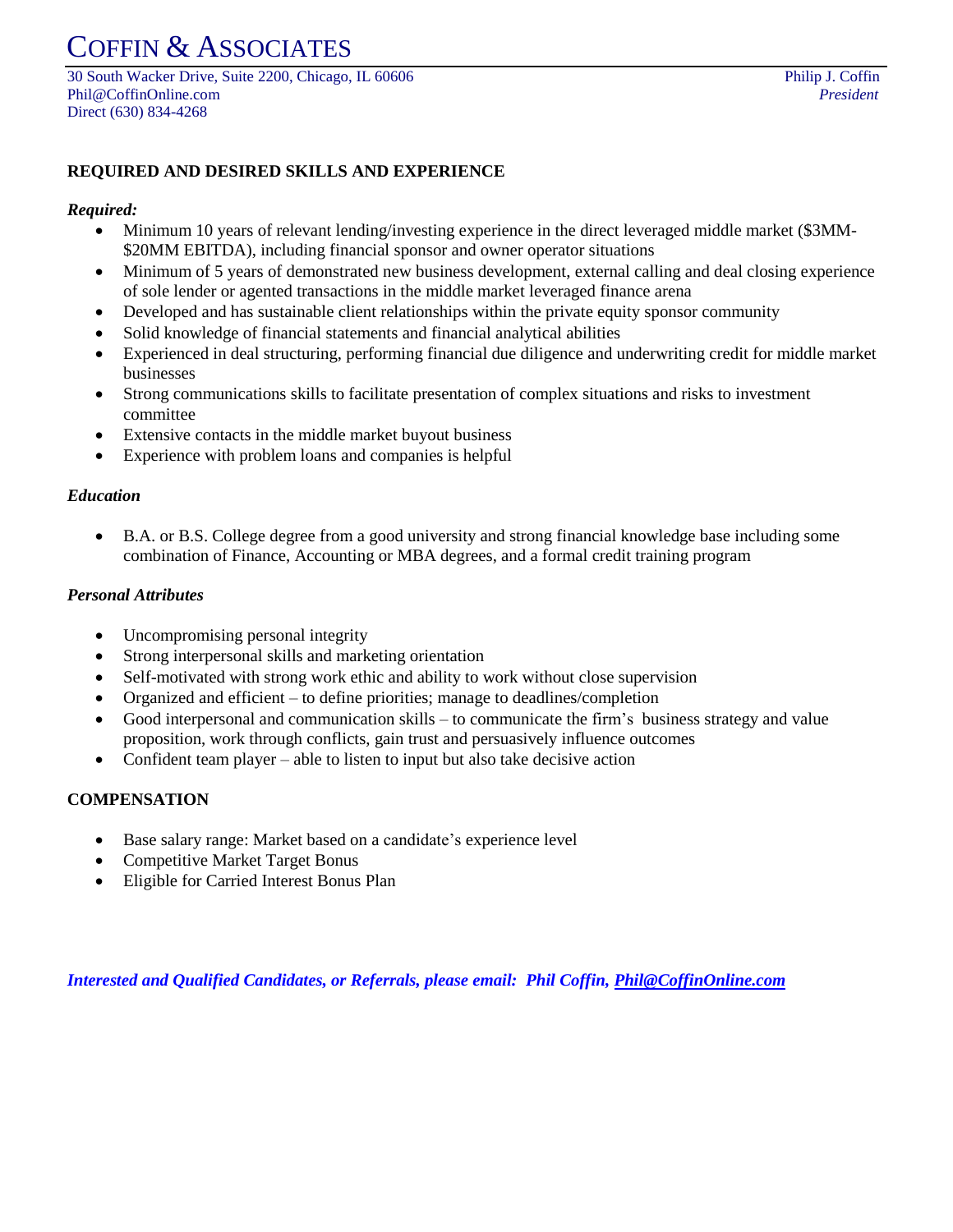# COFFIN & ASSOCIATES

30 South Wacker Drive, Suite 2200, Chicago, IL 60606
Phil@CoffinOnline.com
Direct (630) 834-4268

Philip J. Coffin
*President*

## REQUIRED AND DESIRED SKILLS AND EXPERIENCE

***Required:***

- Minimum 10 years of relevant lending/investing experience in the direct leveraged middle market ($3MM-$20MM EBITDA), including financial sponsor and owner operator situations
- Minimum of 5 years of demonstrated new business development, external calling and deal closing experience of sole lender or agented transactions in the middle market leveraged finance arena
- Developed and has sustainable client relationships within the private equity sponsor community
- Solid knowledge of financial statements and financial analytical abilities
- Experienced in deal structuring, performing financial due diligence and underwriting credit for middle market businesses
- Strong communications skills to facilitate presentation of complex situations and risks to investment committee
- Extensive contacts in the middle market buyout business
- Experience with problem loans and companies is helpful

***Education***

- B.A. or B.S. College degree from a good university and strong financial knowledge base including some combination of Finance, Accounting or MBA degrees, and a formal credit training program

***Personal Attributes***

- Uncompromising personal integrity
- Strong interpersonal skills and marketing orientation
- Self-motivated with strong work ethic and ability to work without close supervision
- Organized and efficient – to define priorities; manage to deadlines/completion
- Good interpersonal and communication skills – to communicate the firm's business strategy and value proposition, work through conflicts, gain trust and persuasively influence outcomes
- Confident team player – able to listen to input but also take decisive action

## COMPENSATION

- Base salary range: Market based on a candidate's experience level
- Competitive Market Target Bonus
- Eligible for Carried Interest Bonus Plan

***Interested and Qualified Candidates, or Referrals, please email: Phil Coffin, Phil@CoffinOnline.com***